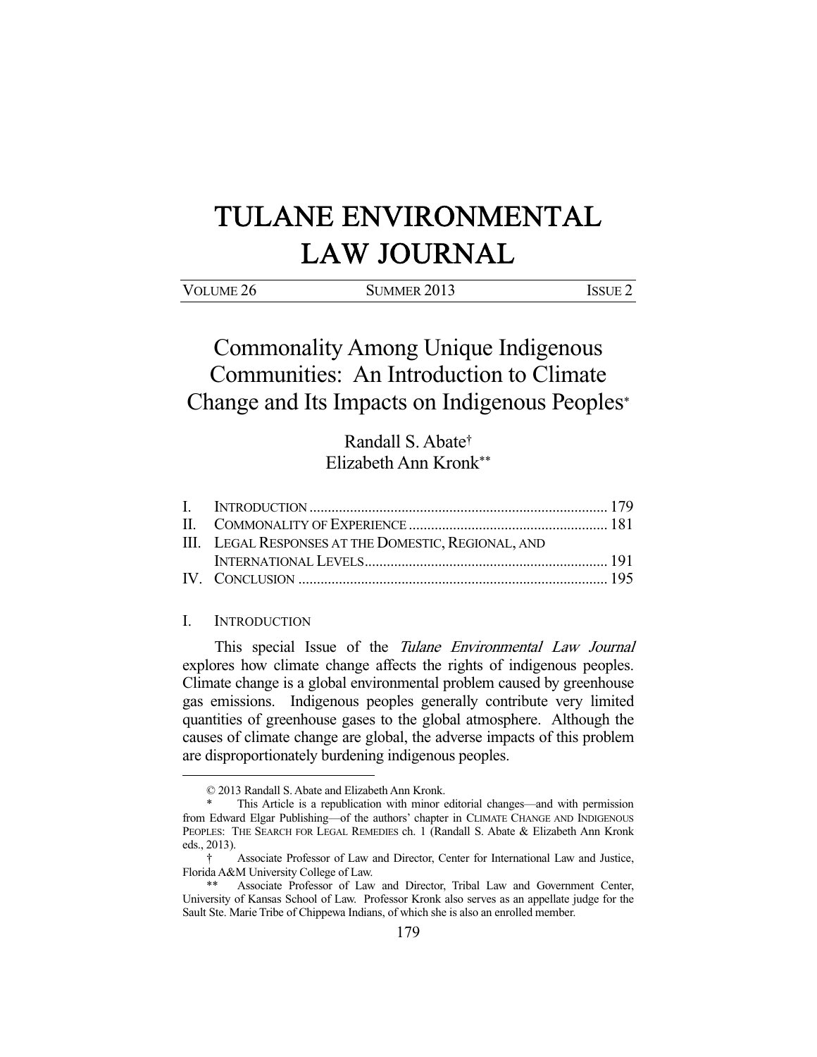# TULANE ENVIRONMENTAL LAW JOURNAL

VOLUME 26 SUMMER 2013 ISSUE 2

## Commonality Among Unique Indigenous Communities: An Introduction to Climate Change and Its Impacts on Indigenous Peoples*

Randall S. Abate†
Elizabeth Ann Kronk**

I. INTRODUCTION ... 179
II. COMMONALITY OF EXPERIENCE ... 181
III. LEGAL RESPONSES AT THE DOMESTIC, REGIONAL, AND INTERNATIONAL LEVELS ... 191
IV. CONCLUSION ... 195

### I. INTRODUCTION

This special Issue of the *Tulane Environmental Law Journal* explores how climate change affects the rights of indigenous peoples. Climate change is a global environmental problem caused by greenhouse gas emissions. Indigenous peoples generally contribute very limited quantities of greenhouse gases to the global atmosphere. Although the causes of climate change are global, the adverse impacts of this problem are disproportionately burdening indigenous peoples.

---

© 2013 Randall S. Abate and Elizabeth Ann Kronk.

\* This Article is a republication with minor editorial changes—and with permission from Edward Elgar Publishing—of the authors' chapter in CLIMATE CHANGE AND INDIGENOUS PEOPLES: THE SEARCH FOR LEGAL REMEDIES ch. 1 (Randall S. Abate & Elizabeth Ann Kronk eds., 2013).

† Associate Professor of Law and Director, Center for International Law and Justice, Florida A&M University College of Law.

** Associate Professor of Law and Director, Tribal Law and Government Center, University of Kansas School of Law. Professor Kronk also serves as an appellate judge for the Sault Ste. Marie Tribe of Chippewa Indians, of which she is also an enrolled member.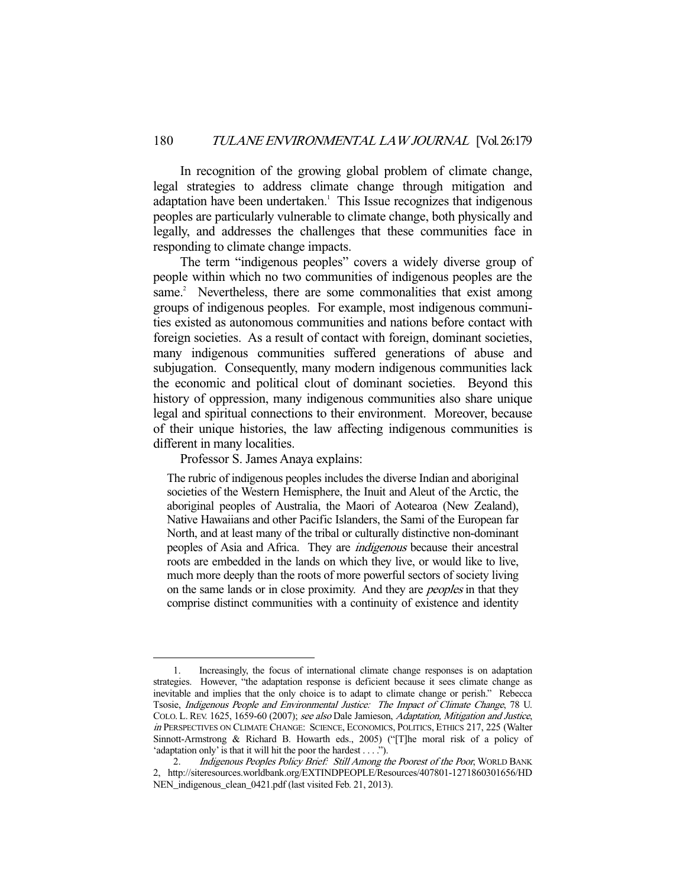In recognition of the growing global problem of climate change, legal strategies to address climate change through mitigation and adaptation have been undertaken.[1] This Issue recognizes that indigenous peoples are particularly vulnerable to climate change, both physically and legally, and addresses the challenges that these communities face in responding to climate change impacts.

The term "indigenous peoples" covers a widely diverse group of people within which no two communities of indigenous peoples are the same.[2] Nevertheless, there are some commonalities that exist among groups of indigenous peoples. For example, most indigenous communities existed as autonomous communities and nations before contact with foreign societies. As a result of contact with foreign, dominant societies, many indigenous communities suffered generations of abuse and subjugation. Consequently, many modern indigenous communities lack the economic and political clout of dominant societies. Beyond this history of oppression, many indigenous communities also share unique legal and spiritual connections to their environment. Moreover, because of their unique histories, the law affecting indigenous communities is different in many localities.

Professor S. James Anaya explains:

> The rubric of indigenous peoples includes the diverse Indian and aboriginal societies of the Western Hemisphere, the Inuit and Aleut of the Arctic, the aboriginal peoples of Australia, the Maori of Aotearoa (New Zealand), Native Hawaiians and other Pacific Islanders, the Sami of the European far North, and at least many of the tribal or culturally distinctive non-dominant peoples of Asia and Africa. They are *indigenous* because their ancestral roots are embedded in the lands on which they live, or would like to live, much more deeply than the roots of more powerful sectors of society living on the same lands or in close proximity. And they are *peoples* in that they comprise distinct communities with a continuity of existence and identity

---

1. Increasingly, the focus of international climate change responses is on adaptation strategies. However, "the adaptation response is deficient because it sees climate change as inevitable and implies that the only choice is to adapt to climate change or perish." Rebecca Tsosie, *Indigenous People and Environmental Justice: The Impact of Climate Change*, 78 U. COLO. L. REV. 1625, 1659-60 (2007); *see also* Dale Jamieson, *Adaptation, Mitigation and Justice*, *in* PERSPECTIVES ON CLIMATE CHANGE: SCIENCE, ECONOMICS, POLITICS, ETHICS 217, 225 (Walter Sinnott-Armstrong & Richard B. Howarth eds., 2005) ("[T]he moral risk of a policy of 'adaptation only' is that it will hit the poor the hardest . . . .").

2. *Indigenous Peoples Policy Brief: Still Among the Poorest of the Poor*, WORLD BANK 2, http://siteresources.worldbank.org/EXTINDPEOPLE/Resources/407801-1271860301656/HDNEN_indigenous_clean_0421.pdf (last visited Feb. 21, 2013).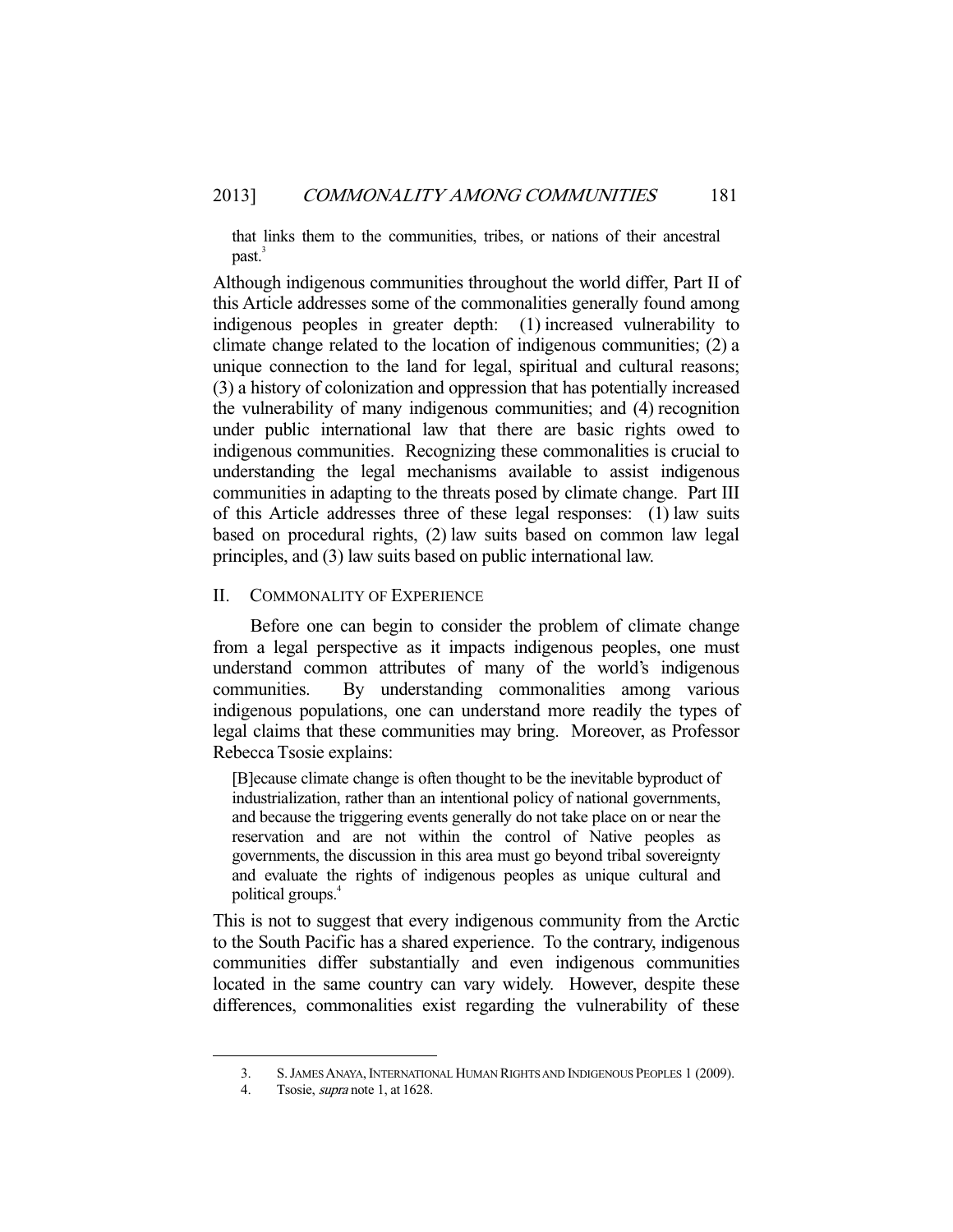that links them to the communities, tribes, or nations of their ancestral past.[3]

Although indigenous communities throughout the world differ, Part II of this Article addresses some of the commonalities generally found among indigenous peoples in greater depth: (1) increased vulnerability to climate change related to the location of indigenous communities; (2) a unique connection to the land for legal, spiritual and cultural reasons; (3) a history of colonization and oppression that has potentially increased the vulnerability of many indigenous communities; and (4) recognition under public international law that there are basic rights owed to indigenous communities. Recognizing these commonalities is crucial to understanding the legal mechanisms available to assist indigenous communities in adapting to the threats posed by climate change. Part III of this Article addresses three of these legal responses: (1) law suits based on procedural rights, (2) law suits based on common law legal principles, and (3) law suits based on public international law.

## II. COMMONALITY OF EXPERIENCE

Before one can begin to consider the problem of climate change from a legal perspective as it impacts indigenous peoples, one must understand common attributes of many of the world's indigenous communities. By understanding commonalities among various indigenous populations, one can understand more readily the types of legal claims that these communities may bring. Moreover, as Professor Rebecca Tsosie explains:

> [B]ecause climate change is often thought to be the inevitable byproduct of industrialization, rather than an intentional policy of national governments, and because the triggering events generally do not take place on or near the reservation and are not within the control of Native peoples as governments, the discussion in this area must go beyond tribal sovereignty and evaluate the rights of indigenous peoples as unique cultural and political groups.[4]

This is not to suggest that every indigenous community from the Arctic to the South Pacific has a shared experience. To the contrary, indigenous communities differ substantially and even indigenous communities located in the same country can vary widely. However, despite these differences, commonalities exist regarding the vulnerability of these

---

3. S. JAMES ANAYA, INTERNATIONAL HUMAN RIGHTS AND INDIGENOUS PEOPLES 1 (2009).

4. Tsosie, *supra* note 1, at 1628.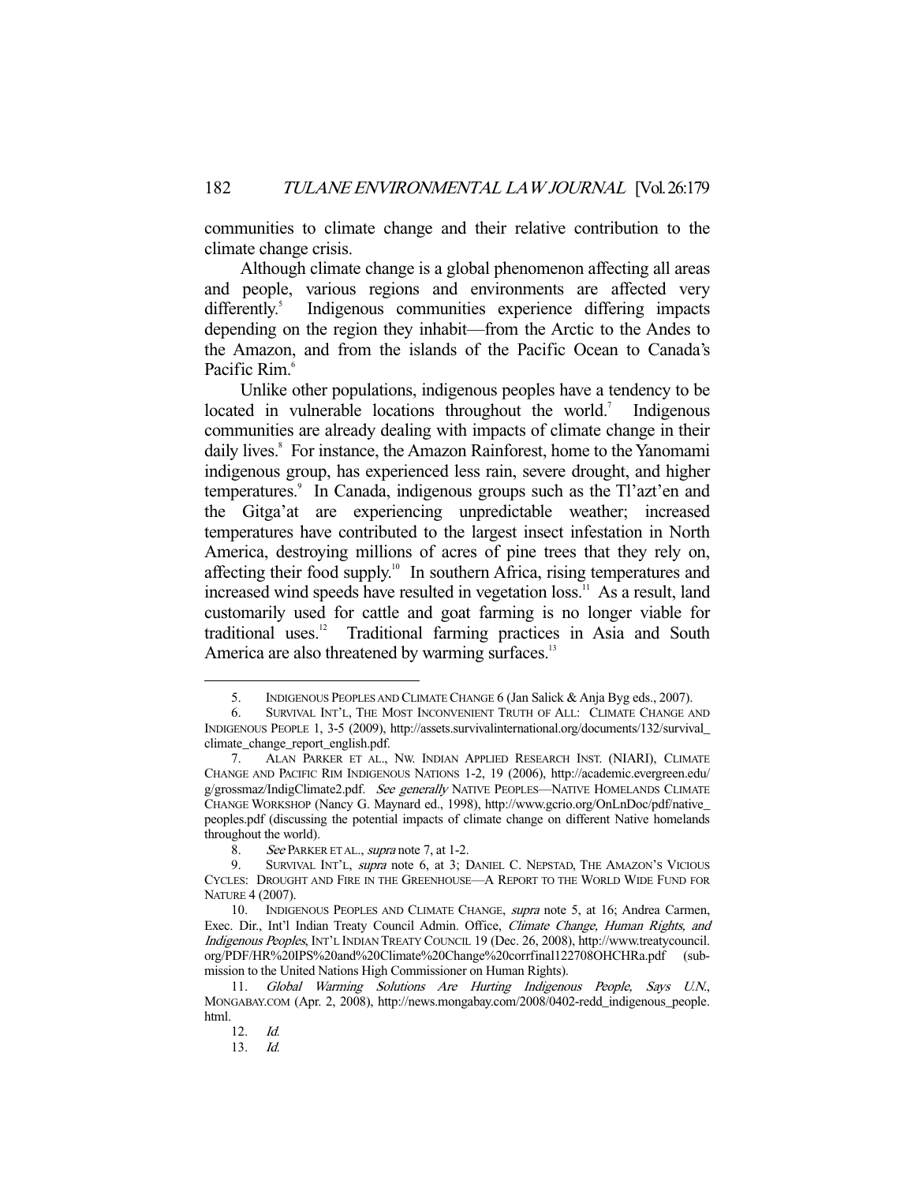communities to climate change and their relative contribution to the climate change crisis.

Although climate change is a global phenomenon affecting all areas and people, various regions and environments are affected very differently.[5] Indigenous communities experience differing impacts depending on the region they inhabit—from the Arctic to the Andes to the Amazon, and from the islands of the Pacific Ocean to Canada's Pacific Rim.[6]

Unlike other populations, indigenous peoples have a tendency to be located in vulnerable locations throughout the world.[7] Indigenous communities are already dealing with impacts of climate change in their daily lives.[8] For instance, the Amazon Rainforest, home to the Yanomami indigenous group, has experienced less rain, severe drought, and higher temperatures.[9] In Canada, indigenous groups such as the Tl'azt'en and the Gitga'at are experiencing unpredictable weather; increased temperatures have contributed to the largest insect infestation in North America, destroying millions of acres of pine trees that they rely on, affecting their food supply.[10] In southern Africa, rising temperatures and increased wind speeds have resulted in vegetation loss.[11] As a result, land customarily used for cattle and goat farming is no longer viable for traditional uses.[12] Traditional farming practices in Asia and South America are also threatened by warming surfaces.[13]

---

5. INDIGENOUS PEOPLES AND CLIMATE CHANGE 6 (Jan Salick & Anja Byg eds., 2007).

6. SURVIVAL INT'L, THE MOST INCONVENIENT TRUTH OF ALL: CLIMATE CHANGE AND INDIGENOUS PEOPLE 1, 3-5 (2009), http://assets.survivalinternational.org/documents/132/survival_climate_change_report_english.pdf.

7. ALAN PARKER ET AL., NW. INDIAN APPLIED RESEARCH INST. (NIARI), CLIMATE CHANGE AND PACIFIC RIM INDIGENOUS NATIONS 1-2, 19 (2006), http://academic.evergreen.edu/g/grossmaz/IndigClimate2.pdf. *See generally* NATIVE PEOPLES—NATIVE HOMELANDS CLIMATE CHANGE WORKSHOP (Nancy G. Maynard ed., 1998), http://www.gcrio.org/OnLnDoc/pdf/native_peoples.pdf (discussing the potential impacts of climate change on different Native homelands throughout the world).

8. *See* PARKER ET AL., *supra* note 7, at 1-2.

9. SURVIVAL INT'L, *supra* note 6, at 3; DANIEL C. NEPSTAD, THE AMAZON'S VICIOUS CYCLES: DROUGHT AND FIRE IN THE GREENHOUSE—A REPORT TO THE WORLD WIDE FUND FOR NATURE 4 (2007).

10. INDIGENOUS PEOPLES AND CLIMATE CHANGE, *supra* note 5, at 16; Andrea Carmen, Exec. Dir., Int'l Indian Treaty Council Admin. Office, *Climate Change, Human Rights, and Indigenous Peoples*, INT'L INDIAN TREATY COUNCIL 19 (Dec. 26, 2008), http://www.treatycouncil.org/PDF/HR%20IPS%20and%20Climate%20Change%20corrfinal122708OHCHRa.pdf (submission to the United Nations High Commissioner on Human Rights).

11. *Global Warming Solutions Are Hurting Indigenous People, Says U.N.*, MONGABAY.COM (Apr. 2, 2008), http://news.mongabay.com/2008/0402-redd_indigenous_people.html.

12. *Id.*

13. *Id.*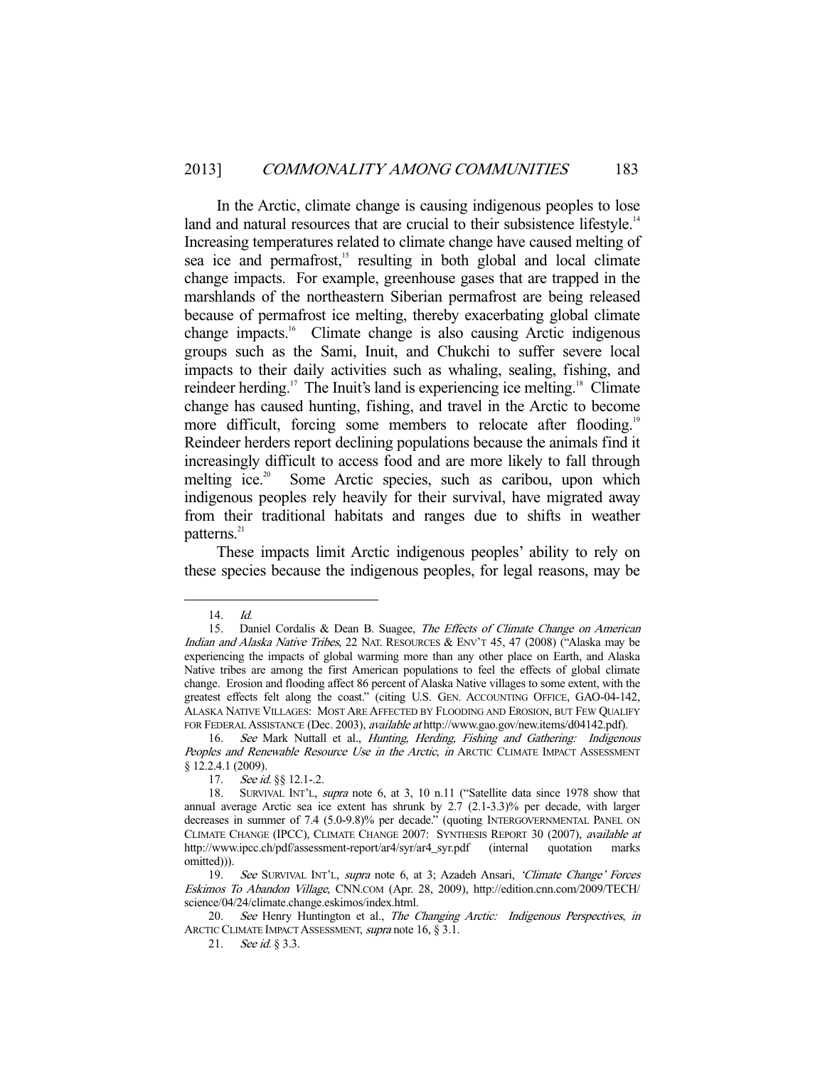In the Arctic, climate change is causing indigenous peoples to lose land and natural resources that are crucial to their subsistence lifestyle.[14] Increasing temperatures related to climate change have caused melting of sea ice and permafrost,[15] resulting in both global and local climate change impacts. For example, greenhouse gases that are trapped in the marshlands of the northeastern Siberian permafrost are being released because of permafrost ice melting, thereby exacerbating global climate change impacts.[16] Climate change is also causing Arctic indigenous groups such as the Sami, Inuit, and Chukchi to suffer severe local impacts to their daily activities such as whaling, sealing, fishing, and reindeer herding.[17] The Inuit's land is experiencing ice melting.[18] Climate change has caused hunting, fishing, and travel in the Arctic to become more difficult, forcing some members to relocate after flooding.[19] Reindeer herders report declining populations because the animals find it increasingly difficult to access food and are more likely to fall through melting ice.[20] Some Arctic species, such as caribou, upon which indigenous peoples rely heavily for their survival, have migrated away from their traditional habitats and ranges due to shifts in weather patterns.[21]

These impacts limit Arctic indigenous peoples' ability to rely on these species because the indigenous peoples, for legal reasons, may be

---

14. *Id.*

15. Daniel Cordalis & Dean B. Suagee, *The Effects of Climate Change on American Indian and Alaska Native Tribes*, 22 NAT. RESOURCES & ENV'T 45, 47 (2008) ("Alaska may be experiencing the impacts of global warming more than any other place on Earth, and Alaska Native tribes are among the first American populations to feel the effects of global climate change. Erosion and flooding affect 86 percent of Alaska Native villages to some extent, with the greatest effects felt along the coast." (citing U.S. GEN. ACCOUNTING OFFICE, GAO-04-142, ALASKA NATIVE VILLAGES: MOST ARE AFFECTED BY FLOODING AND EROSION, BUT FEW QUALIFY FOR FEDERAL ASSISTANCE (Dec. 2003), *available at* http://www.gao.gov/new.items/d04142.pdf).

16. *See* Mark Nuttall et al., *Hunting, Herding, Fishing and Gathering: Indigenous Peoples and Renewable Resource Use in the Arctic*, *in* ARCTIC CLIMATE IMPACT ASSESSMENT § 12.2.4.1 (2009).

17. *See id.* §§ 12.1-.2.

18. SURVIVAL INT'L, *supra* note 6, at 3, 10 n.11 ("Satellite data since 1978 show that annual average Arctic sea ice extent has shrunk by 2.7 (2.1-3.3)% per decade, with larger decreases in summer of 7.4 (5.0-9.8)% per decade." (quoting INTERGOVERNMENTAL PANEL ON CLIMATE CHANGE (IPCC), CLIMATE CHANGE 2007: SYNTHESIS REPORT 30 (2007), *available at* http://www.ipcc.ch/pdf/assessment-report/ar4/syr/ar4_syr.pdf (internal quotation marks omitted))).

19. *See* SURVIVAL INT'L, *supra* note 6, at 3; Azadeh Ansari, *'Climate Change' Forces Eskimos To Abandon Village*, CNN.COM (Apr. 28, 2009), http://edition.cnn.com/2009/TECH/science/04/24/climate.change.eskimos/index.html.

20. *See* Henry Huntington et al., *The Changing Arctic: Indigenous Perspectives*, *in* ARCTIC CLIMATE IMPACT ASSESSMENT, *supra* note 16, § 3.1.

21. *See id.* § 3.3.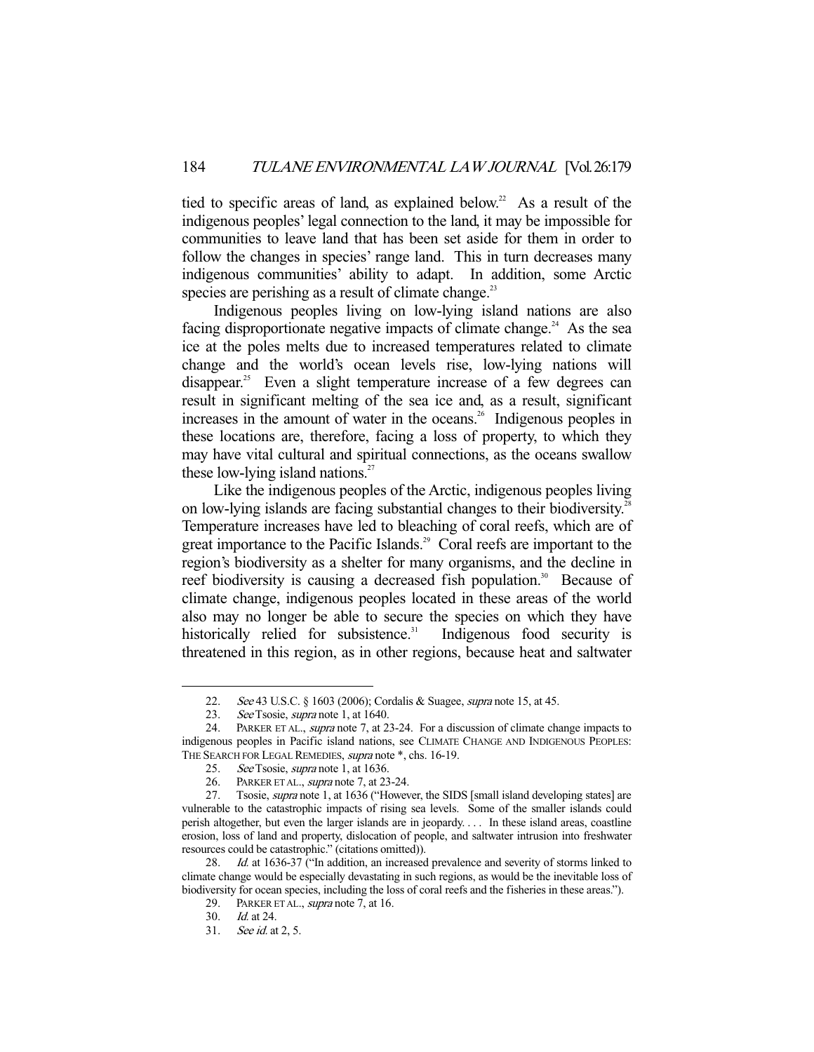tied to specific areas of land, as explained below.[22] As a result of the indigenous peoples' legal connection to the land, it may be impossible for communities to leave land that has been set aside for them in order to follow the changes in species' range land. This in turn decreases many indigenous communities' ability to adapt. In addition, some Arctic species are perishing as a result of climate change.[23]

Indigenous peoples living on low-lying island nations are also facing disproportionate negative impacts of climate change.[24] As the sea ice at the poles melts due to increased temperatures related to climate change and the world's ocean levels rise, low-lying nations will disappear.[25] Even a slight temperature increase of a few degrees can result in significant melting of the sea ice and, as a result, significant increases in the amount of water in the oceans.[26] Indigenous peoples in these locations are, therefore, facing a loss of property, to which they may have vital cultural and spiritual connections, as the oceans swallow these low-lying island nations.[27]

Like the indigenous peoples of the Arctic, indigenous peoples living on low-lying islands are facing substantial changes to their biodiversity.[28] Temperature increases have led to bleaching of coral reefs, which are of great importance to the Pacific Islands.[29] Coral reefs are important to the region's biodiversity as a shelter for many organisms, and the decline in reef biodiversity is causing a decreased fish population.[30] Because of climate change, indigenous peoples located in these areas of the world also may no longer be able to secure the species on which they have historically relied for subsistence.[31] Indigenous food security is threatened in this region, as in other regions, because heat and saltwater

---

22. *See* 43 U.S.C. § 1603 (2006); Cordalis & Suagee, *supra* note 15, at 45.

23. *See* Tsosie, *supra* note 1, at 1640.

24. PARKER ET AL., *supra* note 7, at 23-24. For a discussion of climate change impacts to indigenous peoples in Pacific island nations, see CLIMATE CHANGE AND INDIGENOUS PEOPLES: THE SEARCH FOR LEGAL REMEDIES, *supra* note *, chs. 16-19.

25. *See* Tsosie, *supra* note 1, at 1636.

26. PARKER ET AL., *supra* note 7, at 23-24.

27. Tsosie, *supra* note 1, at 1636 ("However, the SIDS [small island developing states] are vulnerable to the catastrophic impacts of rising sea levels. Some of the smaller islands could perish altogether, but even the larger islands are in jeopardy. . . . In these island areas, coastline erosion, loss of land and property, dislocation of people, and saltwater intrusion into freshwater resources could be catastrophic." (citations omitted)).

28. *Id.* at 1636-37 ("In addition, an increased prevalence and severity of storms linked to climate change would be especially devastating in such regions, as would be the inevitable loss of biodiversity for ocean species, including the loss of coral reefs and the fisheries in these areas.").

29. PARKER ET AL., *supra* note 7, at 16.

30. *Id.* at 24.

31. *See id.* at 2, 5.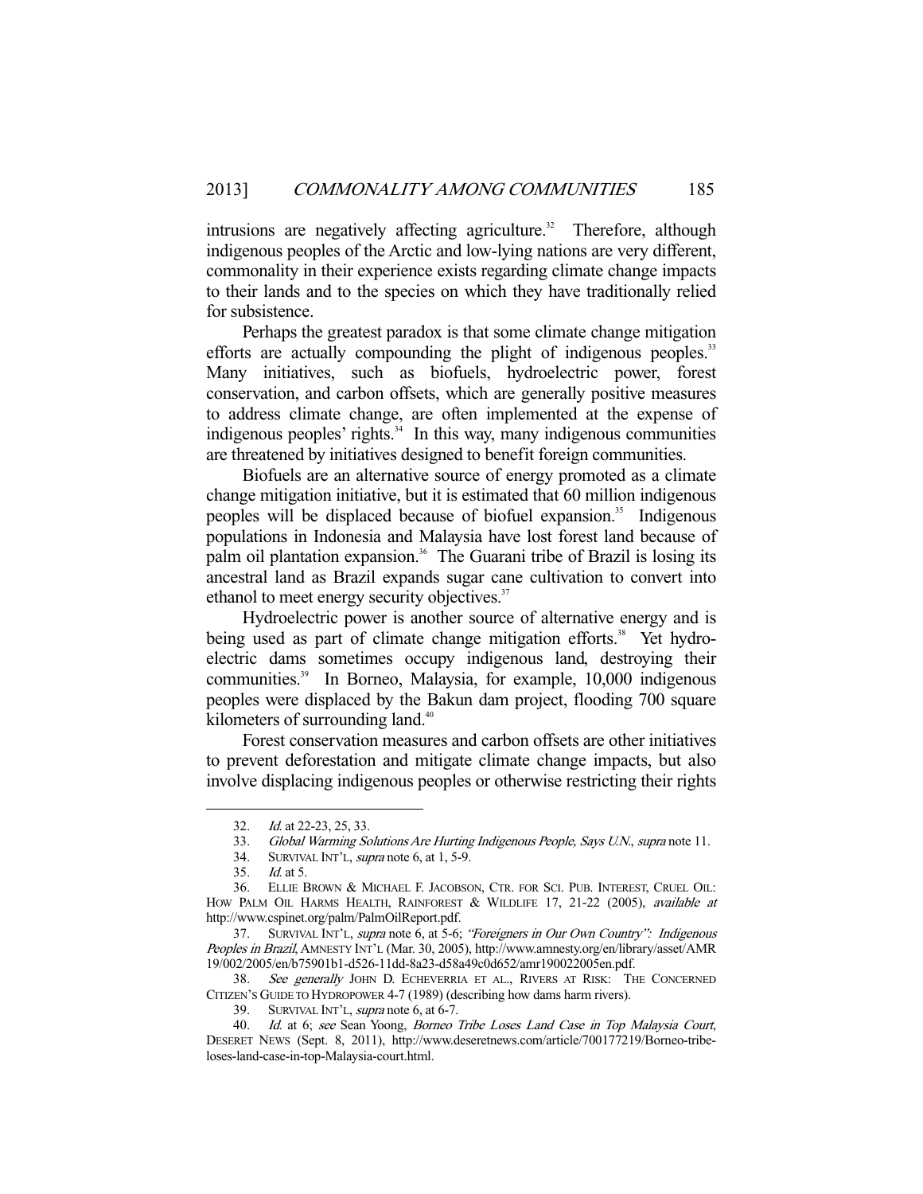intrusions are negatively affecting agriculture.[32] Therefore, although indigenous peoples of the Arctic and low-lying nations are very different, commonality in their experience exists regarding climate change impacts to their lands and to the species on which they have traditionally relied for subsistence.

Perhaps the greatest paradox is that some climate change mitigation efforts are actually compounding the plight of indigenous peoples.[33] Many initiatives, such as biofuels, hydroelectric power, forest conservation, and carbon offsets, which are generally positive measures to address climate change, are often implemented at the expense of indigenous peoples' rights.[34] In this way, many indigenous communities are threatened by initiatives designed to benefit foreign communities.

Biofuels are an alternative source of energy promoted as a climate change mitigation initiative, but it is estimated that 60 million indigenous peoples will be displaced because of biofuel expansion.[35] Indigenous populations in Indonesia and Malaysia have lost forest land because of palm oil plantation expansion.[36] The Guarani tribe of Brazil is losing its ancestral land as Brazil expands sugar cane cultivation to convert into ethanol to meet energy security objectives.[37]

Hydroelectric power is another source of alternative energy and is being used as part of climate change mitigation efforts.[38] Yet hydroelectric dams sometimes occupy indigenous land, destroying their communities.[39] In Borneo, Malaysia, for example, 10,000 indigenous peoples were displaced by the Bakun dam project, flooding 700 square kilometers of surrounding land.[40]

Forest conservation measures and carbon offsets are other initiatives to prevent deforestation and mitigate climate change impacts, but also involve displacing indigenous peoples or otherwise restricting their rights

---

32. *Id.* at 22-23, 25, 33.

33. *Global Warming Solutions Are Hurting Indigenous People, Says U.N.*, *supra* note 11.

34. SURVIVAL INT'L, *supra* note 6, at 1, 5-9.

35. *Id.* at 5.

36. ELLIE BROWN & MICHAEL F. JACOBSON, CTR. FOR SCI. PUB. INTEREST, CRUEL OIL: HOW PALM OIL HARMS HEALTH, RAINFOREST & WILDLIFE 17, 21-22 (2005), *available at* http://www.cspinet.org/palm/PalmOilReport.pdf.

37. SURVIVAL INT'L, *supra* note 6, at 5-6; *"Foreigners in Our Own Country": Indigenous Peoples in Brazil*, AMNESTY INT'L (Mar. 30, 2005), http://www.amnesty.org/en/library/asset/AMR19/002/2005/en/b75901b1-d526-11dd-8a23-d58a49c0d652/amr190022005en.pdf.

38. *See generally* JOHN D. ECHEVERRIA ET AL., RIVERS AT RISK: THE CONCERNED CITIZEN'S GUIDE TO HYDROPOWER 4-7 (1989) (describing how dams harm rivers).

39. SURVIVAL INT'L, *supra* note 6, at 6-7.

40. *Id.* at 6; *see* Sean Yoong, *Borneo Tribe Loses Land Case in Top Malaysia Court*, DESERET NEWS (Sept. 8, 2011), http://www.deseretnews.com/article/700177219/Borneo-tribe-loses-land-case-in-top-Malaysia-court.html.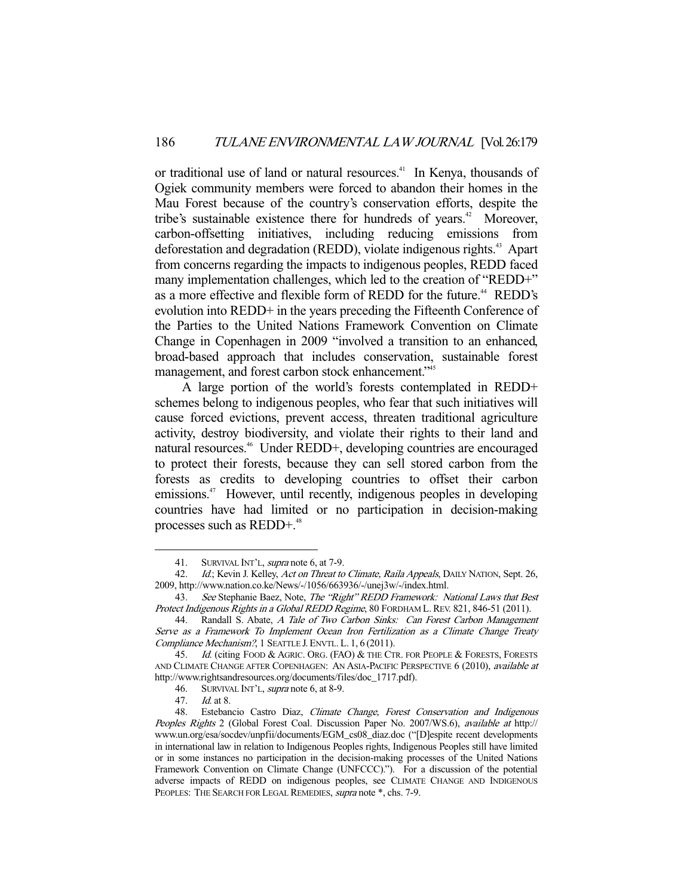or traditional use of land or natural resources.[41] In Kenya, thousands of Ogiek community members were forced to abandon their homes in the Mau Forest because of the country's conservation efforts, despite the tribe's sustainable existence there for hundreds of years.[42] Moreover, carbon-offsetting initiatives, including reducing emissions from deforestation and degradation (REDD), violate indigenous rights.[43] Apart from concerns regarding the impacts to indigenous peoples, REDD faced many implementation challenges, which led to the creation of "REDD+" as a more effective and flexible form of REDD for the future.[44] REDD's evolution into REDD+ in the years preceding the Fifteenth Conference of the Parties to the United Nations Framework Convention on Climate Change in Copenhagen in 2009 "involved a transition to an enhanced, broad-based approach that includes conservation, sustainable forest management, and forest carbon stock enhancement."[45]

A large portion of the world's forests contemplated in REDD+ schemes belong to indigenous peoples, who fear that such initiatives will cause forced evictions, prevent access, threaten traditional agriculture activity, destroy biodiversity, and violate their rights to their land and natural resources.[46] Under REDD+, developing countries are encouraged to protect their forests, because they can sell stored carbon from the forests as credits to developing countries to offset their carbon emissions.[47] However, until recently, indigenous peoples in developing countries have had limited or no participation in decision-making processes such as REDD+.[48]

---

41. SURVIVAL INT'L, *supra* note 6, at 7-9.

42. *Id.*; Kevin J. Kelley, *Act on Threat to Climate, Raila Appeals*, DAILY NATION, Sept. 26, 2009, http://www.nation.co.ke/News/-/1056/663936/-/unej3w/-/index.html.

43. *See* Stephanie Baez, Note, *The "Right" REDD Framework: National Laws that Best Protect Indigenous Rights in a Global REDD Regime*, 80 FORDHAM L. REV. 821, 846-51 (2011).

44. Randall S. Abate, *A Tale of Two Carbon Sinks: Can Forest Carbon Management Serve as a Framework To Implement Ocean Iron Fertilization as a Climate Change Treaty Compliance Mechanism?*, 1 SEATTLE J. ENVTL. L. 1, 6 (2011).

45. *Id.* (citing FOOD & AGRIC. ORG. (FAO) & THE CTR. FOR PEOPLE & FORESTS, FORESTS AND CLIMATE CHANGE AFTER COPENHAGEN: AN ASIA-PACIFIC PERSPECTIVE 6 (2010), *available at* http://www.rightsandresources.org/documents/files/doc_1717.pdf).

46. SURVIVAL INT'L, *supra* note 6, at 8-9.

47. *Id.* at 8.

48. Estebancio Castro Diaz, *Climate Change, Forest Conservation and Indigenous Peoples Rights* 2 (Global Forest Coal. Discussion Paper No. 2007/WS.6), *available at* http://www.un.org/esa/socdev/unpfii/documents/EGM_cs08_diaz.doc ("[D]espite recent developments in international law in relation to Indigenous Peoples rights, Indigenous Peoples still have limited or in some instances no participation in the decision-making processes of the United Nations Framework Convention on Climate Change (UNFCCC)."). For a discussion of the potential adverse impacts of REDD on indigenous peoples, see CLIMATE CHANGE AND INDIGENOUS PEOPLES: THE SEARCH FOR LEGAL REMEDIES, *supra* note *, chs. 7-9.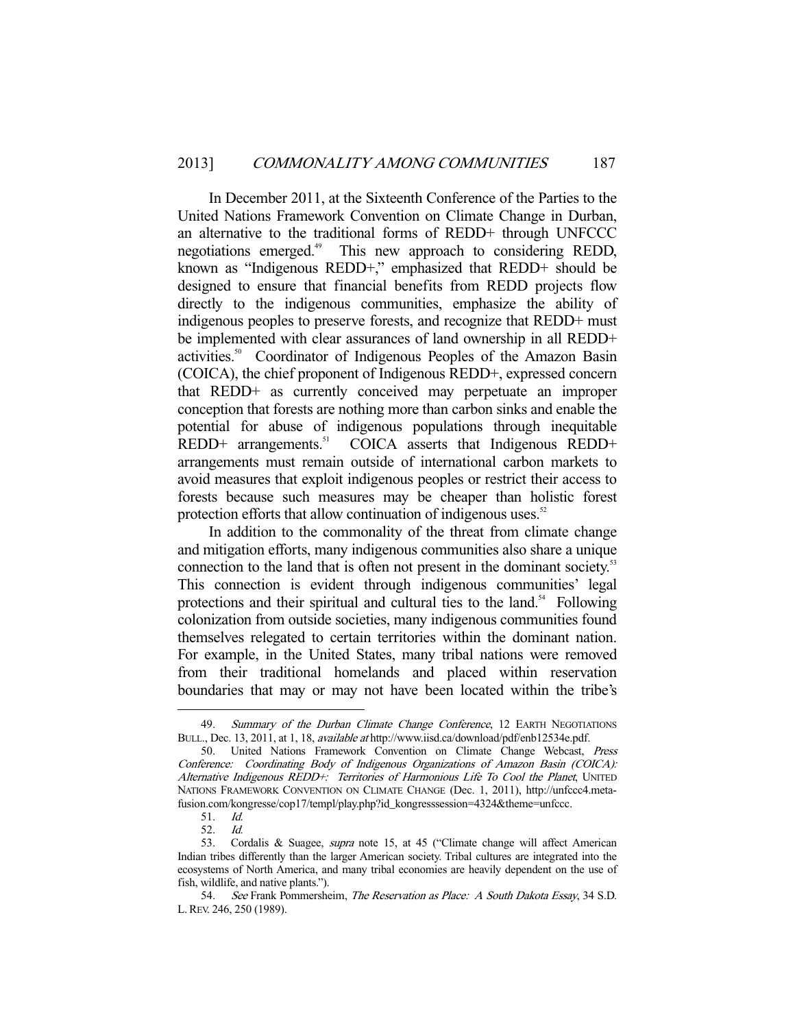In December 2011, at the Sixteenth Conference of the Parties to the United Nations Framework Convention on Climate Change in Durban, an alternative to the traditional forms of REDD+ through UNFCCC negotiations emerged.[49] This new approach to considering REDD, known as "Indigenous REDD+," emphasized that REDD+ should be designed to ensure that financial benefits from REDD projects flow directly to the indigenous communities, emphasize the ability of indigenous peoples to preserve forests, and recognize that REDD+ must be implemented with clear assurances of land ownership in all REDD+ activities.[50] Coordinator of Indigenous Peoples of the Amazon Basin (COICA), the chief proponent of Indigenous REDD+, expressed concern that REDD+ as currently conceived may perpetuate an improper conception that forests are nothing more than carbon sinks and enable the potential for abuse of indigenous populations through inequitable REDD+ arrangements.[51] COICA asserts that Indigenous REDD+ arrangements must remain outside of international carbon markets to avoid measures that exploit indigenous peoples or restrict their access to forests because such measures may be cheaper than holistic forest protection efforts that allow continuation of indigenous uses.[52]

In addition to the commonality of the threat from climate change and mitigation efforts, many indigenous communities also share a unique connection to the land that is often not present in the dominant society.[53] This connection is evident through indigenous communities' legal protections and their spiritual and cultural ties to the land.[54] Following colonization from outside societies, many indigenous communities found themselves relegated to certain territories within the dominant nation. For example, in the United States, many tribal nations were removed from their traditional homelands and placed within reservation boundaries that may or may not have been located within the tribe's

---

49. *Summary of the Durban Climate Change Conference*, 12 EARTH NEGOTIATIONS BULL., Dec. 13, 2011, at 1, 18, *available at* http://www.iisd.ca/download/pdf/enb12534e.pdf.

50. United Nations Framework Convention on Climate Change Webcast, *Press Conference: Coordinating Body of Indigenous Organizations of Amazon Basin (COICA): Alternative Indigenous REDD+: Territories of Harmonious Life To Cool the Planet*, UNITED NATIONS FRAMEWORK CONVENTION ON CLIMATE CHANGE (Dec. 1, 2011), http://unfccc4.meta-fusion.com/kongresse/cop17/templ/play.php?id_kongresssession=4324&theme=unfccc.

51. *Id.*

52. *Id.*

53. Cordalis & Suagee, *supra* note 15, at 45 ("Climate change will affect American Indian tribes differently than the larger American society. Tribal cultures are integrated into the ecosystems of North America, and many tribal economies are heavily dependent on the use of fish, wildlife, and native plants.").

54. *See* Frank Pommersheim, *The Reservation as Place: A South Dakota Essay*, 34 S.D. L. REV. 246, 250 (1989).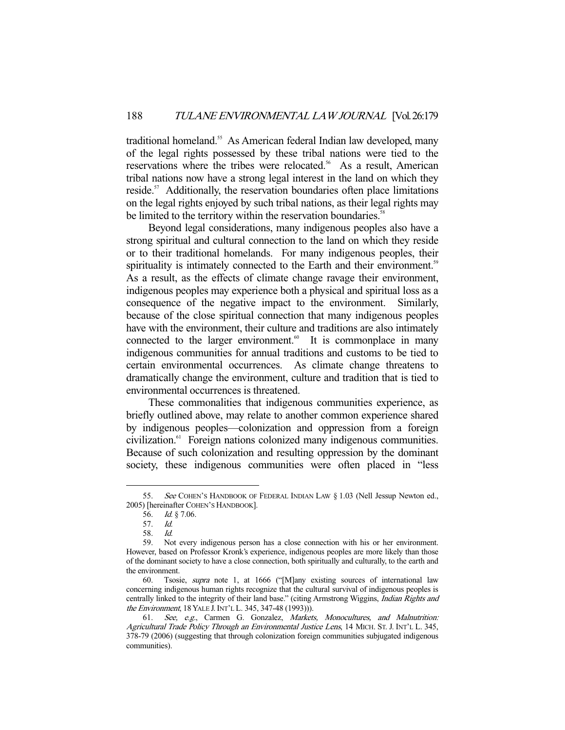traditional homeland.[55] As American federal Indian law developed, many of the legal rights possessed by these tribal nations were tied to the reservations where the tribes were relocated.[56] As a result, American tribal nations now have a strong legal interest in the land on which they reside.[57] Additionally, the reservation boundaries often place limitations on the legal rights enjoyed by such tribal nations, as their legal rights may be limited to the territory within the reservation boundaries.[58]

Beyond legal considerations, many indigenous peoples also have a strong spiritual and cultural connection to the land on which they reside or to their traditional homelands. For many indigenous peoples, their spirituality is intimately connected to the Earth and their environment.[59] As a result, as the effects of climate change ravage their environment, indigenous peoples may experience both a physical and spiritual loss as a consequence of the negative impact to the environment. Similarly, because of the close spiritual connection that many indigenous peoples have with the environment, their culture and traditions are also intimately connected to the larger environment.[60] It is commonplace in many indigenous communities for annual traditions and customs to be tied to certain environmental occurrences. As climate change threatens to dramatically change the environment, culture and tradition that is tied to environmental occurrences is threatened.

These commonalities that indigenous communities experience, as briefly outlined above, may relate to another common experience shared by indigenous peoples—colonization and oppression from a foreign civilization.[61] Foreign nations colonized many indigenous communities. Because of such colonization and resulting oppression by the dominant society, these indigenous communities were often placed in "less

---

55. *See* COHEN'S HANDBOOK OF FEDERAL INDIAN LAW § 1.03 (Nell Jessup Newton ed., 2005) [hereinafter COHEN'S HANDBOOK].

56. *Id.* § 7.06.

57. *Id.*

58. *Id.*

59. Not every indigenous person has a close connection with his or her environment. However, based on Professor Kronk's experience, indigenous peoples are more likely than those of the dominant society to have a close connection, both spiritually and culturally, to the earth and the environment.

60. Tsosie, *supra* note 1, at 1666 ("[M]any existing sources of international law concerning indigenous human rights recognize that the cultural survival of indigenous peoples is centrally linked to the integrity of their land base." (citing Armstrong Wiggins, *Indian Rights and the Environment*, 18 YALE J. INT'L L. 345, 347-48 (1993))).

61. *See, e.g.*, Carmen G. Gonzalez, *Markets, Monocultures, and Malnutrition: Agricultural Trade Policy Through an Environmental Justice Lens*, 14 MICH. ST. J. INT'L L. 345, 378-79 (2006) (suggesting that through colonization foreign communities subjugated indigenous communities).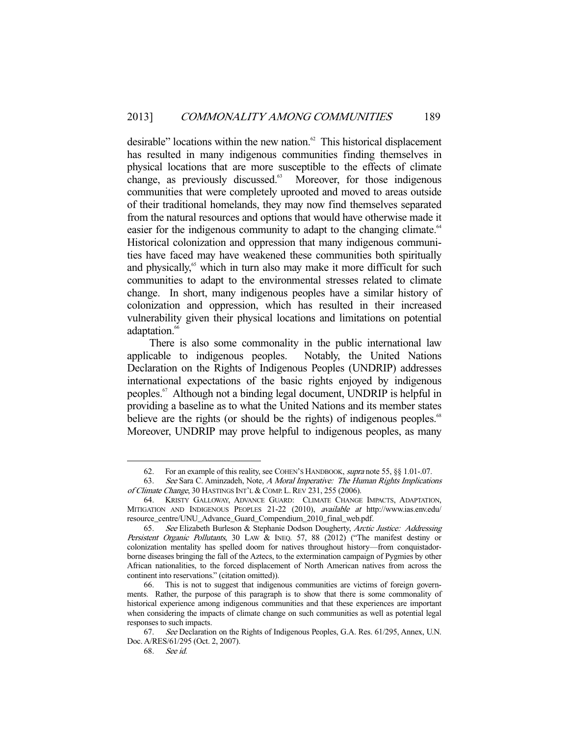desirable" locations within the new nation.[62] This historical displacement has resulted in many indigenous communities finding themselves in physical locations that are more susceptible to the effects of climate change, as previously discussed.[63] Moreover, for those indigenous communities that were completely uprooted and moved to areas outside of their traditional homelands, they may now find themselves separated from the natural resources and options that would have otherwise made it easier for the indigenous community to adapt to the changing climate.[64] Historical colonization and oppression that many indigenous communities have faced may have weakened these communities both spiritually and physically,[65] which in turn also may make it more difficult for such communities to adapt to the environmental stresses related to climate change. In short, many indigenous peoples have a similar history of colonization and oppression, which has resulted in their increased vulnerability given their physical locations and limitations on potential adaptation.[66]

There is also some commonality in the public international law applicable to indigenous peoples. Notably, the United Nations Declaration on the Rights of Indigenous Peoples (UNDRIP) addresses international expectations of the basic rights enjoyed by indigenous peoples.[67] Although not a binding legal document, UNDRIP is helpful in providing a baseline as to what the United Nations and its member states believe are the rights (or should be the rights) of indigenous peoples.[68] Moreover, UNDRIP may prove helpful to indigenous peoples, as many

---

62. For an example of this reality, see COHEN'S HANDBOOK, *supra* note 55, §§ 1.01-.07.

63. *See* Sara C. Aminzadeh, Note, *A Moral Imperative: The Human Rights Implications of Climate Change*, 30 HASTINGS INT'L & COMP. L. REV 231, 255 (2006).

64. KRISTY GALLOWAY, ADVANCE GUARD: CLIMATE CHANGE IMPACTS, ADAPTATION, MITIGATION AND INDIGENOUS PEOPLES 21-22 (2010), *available at* http://www.ias.env.edu/resource_centre/UNU_Advance_Guard_Compendium_2010_final_web.pdf.

65. *See* Elizabeth Burleson & Stephanie Dodson Dougherty, *Arctic Justice: Addressing Persistent Organic Pollutants*, 30 LAW & INEQ. 57, 88 (2012) ("The manifest destiny or colonization mentality has spelled doom for natives throughout history—from conquistador-borne diseases bringing the fall of the Aztecs, to the extermination campaign of Pygmies by other African nationalities, to the forced displacement of North American natives from across the continent into reservations." (citation omitted)).

66. This is not to suggest that indigenous communities are victims of foreign governments. Rather, the purpose of this paragraph is to show that there is some commonality of historical experience among indigenous communities and that these experiences are important when considering the impacts of climate change on such communities as well as potential legal responses to such impacts.

67. *See* Declaration on the Rights of Indigenous Peoples, G.A. Res. 61/295, Annex, U.N. Doc. A/RES/61/295 (Oct. 2, 2007).

68. *See id.*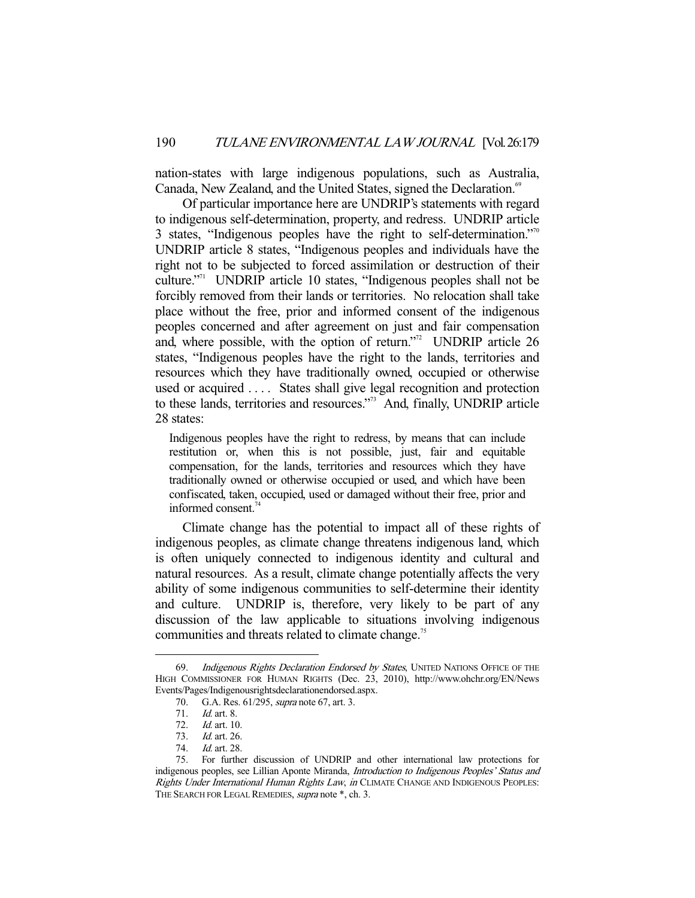nation-states with large indigenous populations, such as Australia, Canada, New Zealand, and the United States, signed the Declaration.[69]

Of particular importance here are UNDRIP's statements with regard to indigenous self-determination, property, and redress. UNDRIP article 3 states, "Indigenous peoples have the right to self-determination."[70] UNDRIP article 8 states, "Indigenous peoples and individuals have the right not to be subjected to forced assimilation or destruction of their culture."[71] UNDRIP article 10 states, "Indigenous peoples shall not be forcibly removed from their lands or territories. No relocation shall take place without the free, prior and informed consent of the indigenous peoples concerned and after agreement on just and fair compensation and, where possible, with the option of return."[72] UNDRIP article 26 states, "Indigenous peoples have the right to the lands, territories and resources which they have traditionally owned, occupied or otherwise used or acquired . . . . States shall give legal recognition and protection to these lands, territories and resources."[73] And, finally, UNDRIP article 28 states:

> Indigenous peoples have the right to redress, by means that can include restitution or, when this is not possible, just, fair and equitable compensation, for the lands, territories and resources which they have traditionally owned or otherwise occupied or used, and which have been confiscated, taken, occupied, used or damaged without their free, prior and informed consent.[74]

Climate change has the potential to impact all of these rights of indigenous peoples, as climate change threatens indigenous land, which is often uniquely connected to indigenous identity and cultural and natural resources. As a result, climate change potentially affects the very ability of some indigenous communities to self-determine their identity and culture. UNDRIP is, therefore, very likely to be part of any discussion of the law applicable to situations involving indigenous communities and threats related to climate change.[75]

---

69. *Indigenous Rights Declaration Endorsed by States*, UNITED NATIONS OFFICE OF THE HIGH COMMISSIONER FOR HUMAN RIGHTS (Dec. 23, 2010), http://www.ohchr.org/EN/NewsEvents/Pages/Indigenousrightsdeclarationendorsed.aspx.

70. G.A. Res. 61/295, *supra* note 67, art. 3.

71. *Id.* art. 8.

72. *Id.* art. 10.

73. *Id.* art. 26.

74. *Id.* art. 28.

75. For further discussion of UNDRIP and other international law protections for indigenous peoples, see Lillian Aponte Miranda, *Introduction to Indigenous Peoples' Status and Rights Under International Human Rights Law*, *in* CLIMATE CHANGE AND INDIGENOUS PEOPLES: THE SEARCH FOR LEGAL REMEDIES, *supra* note *, ch. 3.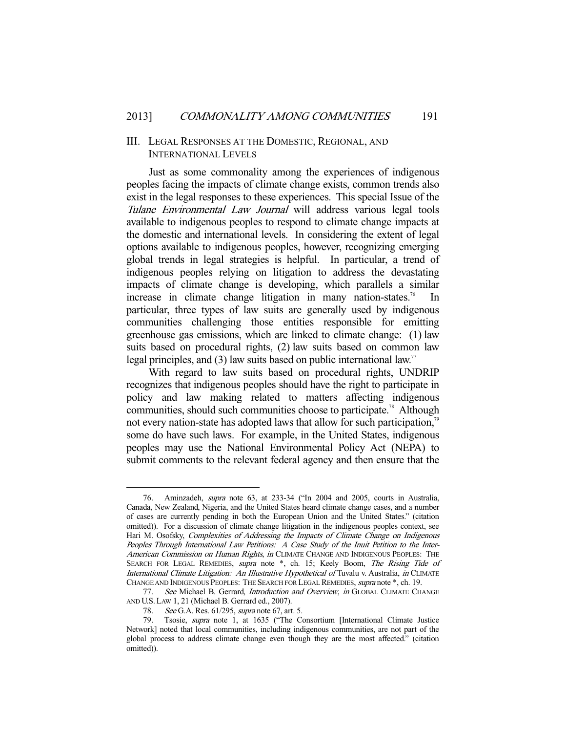## III. Legal Responses at the Domestic, Regional, and International Levels

Just as some commonality among the experiences of indigenous peoples facing the impacts of climate change exists, common trends also exist in the legal responses to these experiences. This special Issue of the *Tulane Environmental Law Journal* will address various legal tools available to indigenous peoples to respond to climate change impacts at the domestic and international levels. In considering the extent of legal options available to indigenous peoples, however, recognizing emerging global trends in legal strategies is helpful. In particular, a trend of indigenous peoples relying on litigation to address the devastating impacts of climate change is developing, which parallels a similar increase in climate change litigation in many nation-states.[76] In particular, three types of law suits are generally used by indigenous communities challenging those entities responsible for emitting greenhouse gas emissions, which are linked to climate change: (1) law suits based on procedural rights, (2) law suits based on common law legal principles, and (3) law suits based on public international law.[77]

With regard to law suits based on procedural rights, UNDRIP recognizes that indigenous peoples should have the right to participate in policy and law making related to matters affecting indigenous communities, should such communities choose to participate.[78] Although not every nation-state has adopted laws that allow for such participation,[79] some do have such laws. For example, in the United States, indigenous peoples may use the National Environmental Policy Act (NEPA) to submit comments to the relevant federal agency and then ensure that the

---

76. Aminzadeh, *supra* note 63, at 233-34 ("In 2004 and 2005, courts in Australia, Canada, New Zealand, Nigeria, and the United States heard climate change cases, and a number of cases are currently pending in both the European Union and the United States." (citation omitted)). For a discussion of climate change litigation in the indigenous peoples context, see Hari M. Osofsky, *Complexities of Addressing the Impacts of Climate Change on Indigenous Peoples Through International Law Petitions: A Case Study of the Inuit Petition to the Inter-American Commission on Human Rights*, *in* CLIMATE CHANGE AND INDIGENOUS PEOPLES: THE SEARCH FOR LEGAL REMEDIES, *supra* note \*, ch. 15; Keely Boom, *The Rising Tide of International Climate Litigation: An Illustrative Hypothetical of* Tuvalu v. Australia, *in* CLIMATE CHANGE AND INDIGENOUS PEOPLES: THE SEARCH FOR LEGAL REMEDIES, *supra* note \*, ch. 19.

77. *See* Michael B. Gerrard, *Introduction and Overview*, *in* GLOBAL CLIMATE CHANGE AND U.S. LAW 1, 21 (Michael B. Gerrard ed., 2007).

78. *See* G.A. Res. 61/295, *supra* note 67, art. 5.

79. Tsosie, *supra* note 1, at 1635 ("The Consortium [International Climate Justice Network] noted that local communities, including indigenous communities, are not part of the global process to address climate change even though they are the most affected." (citation omitted)).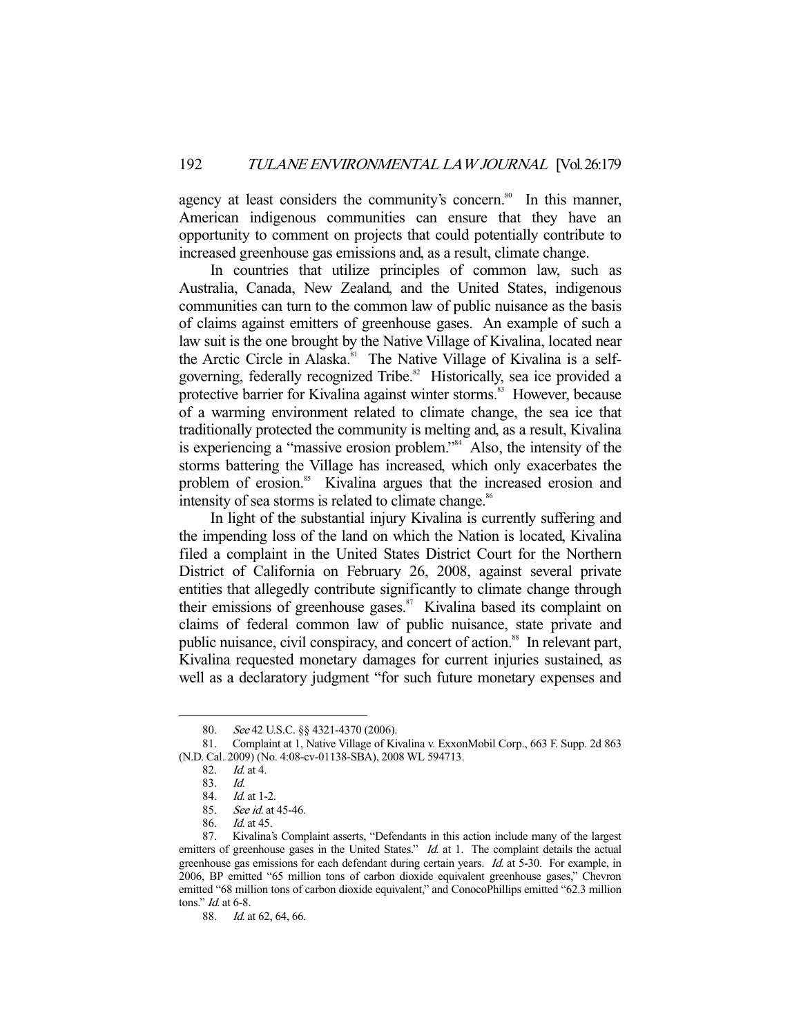agency at least considers the community's concern.[80] In this manner, American indigenous communities can ensure that they have an opportunity to comment on projects that could potentially contribute to increased greenhouse gas emissions and, as a result, climate change.

In countries that utilize principles of common law, such as Australia, Canada, New Zealand, and the United States, indigenous communities can turn to the common law of public nuisance as the basis of claims against emitters of greenhouse gases. An example of such a law suit is the one brought by the Native Village of Kivalina, located near the Arctic Circle in Alaska.[81] The Native Village of Kivalina is a self-governing, federally recognized Tribe.[82] Historically, sea ice provided a protective barrier for Kivalina against winter storms.[83] However, because of a warming environment related to climate change, the sea ice that traditionally protected the community is melting and, as a result, Kivalina is experiencing a "massive erosion problem."[84] Also, the intensity of the storms battering the Village has increased, which only exacerbates the problem of erosion.[85] Kivalina argues that the increased erosion and intensity of sea storms is related to climate change.[86]

In light of the substantial injury Kivalina is currently suffering and the impending loss of the land on which the Nation is located, Kivalina filed a complaint in the United States District Court for the Northern District of California on February 26, 2008, against several private entities that allegedly contribute significantly to climate change through their emissions of greenhouse gases.[87] Kivalina based its complaint on claims of federal common law of public nuisance, state private and public nuisance, civil conspiracy, and concert of action.[88] In relevant part, Kivalina requested monetary damages for current injuries sustained, as well as a declaratory judgment "for such future monetary expenses and

---

80. *See* 42 U.S.C. §§ 4321-4370 (2006).

81. Complaint at 1, Native Village of Kivalina v. ExxonMobil Corp., 663 F. Supp. 2d 863 (N.D. Cal. 2009) (No. 4:08-cv-01138-SBA), 2008 WL 594713.

82. *Id.* at 4.

83. *Id.*

84. *Id.* at 1-2.

85. *See id.* at 45-46.

86. *Id.* at 45.

87. Kivalina's Complaint asserts, "Defendants in this action include many of the largest emitters of greenhouse gases in the United States." *Id.* at 1. The complaint details the actual greenhouse gas emissions for each defendant during certain years. *Id.* at 5-30. For example, in 2006, BP emitted "65 million tons of carbon dioxide equivalent greenhouse gases," Chevron emitted "68 million tons of carbon dioxide equivalent," and ConocoPhillips emitted "62.3 million tons." *Id.* at 6-8.

88. *Id.* at 62, 64, 66.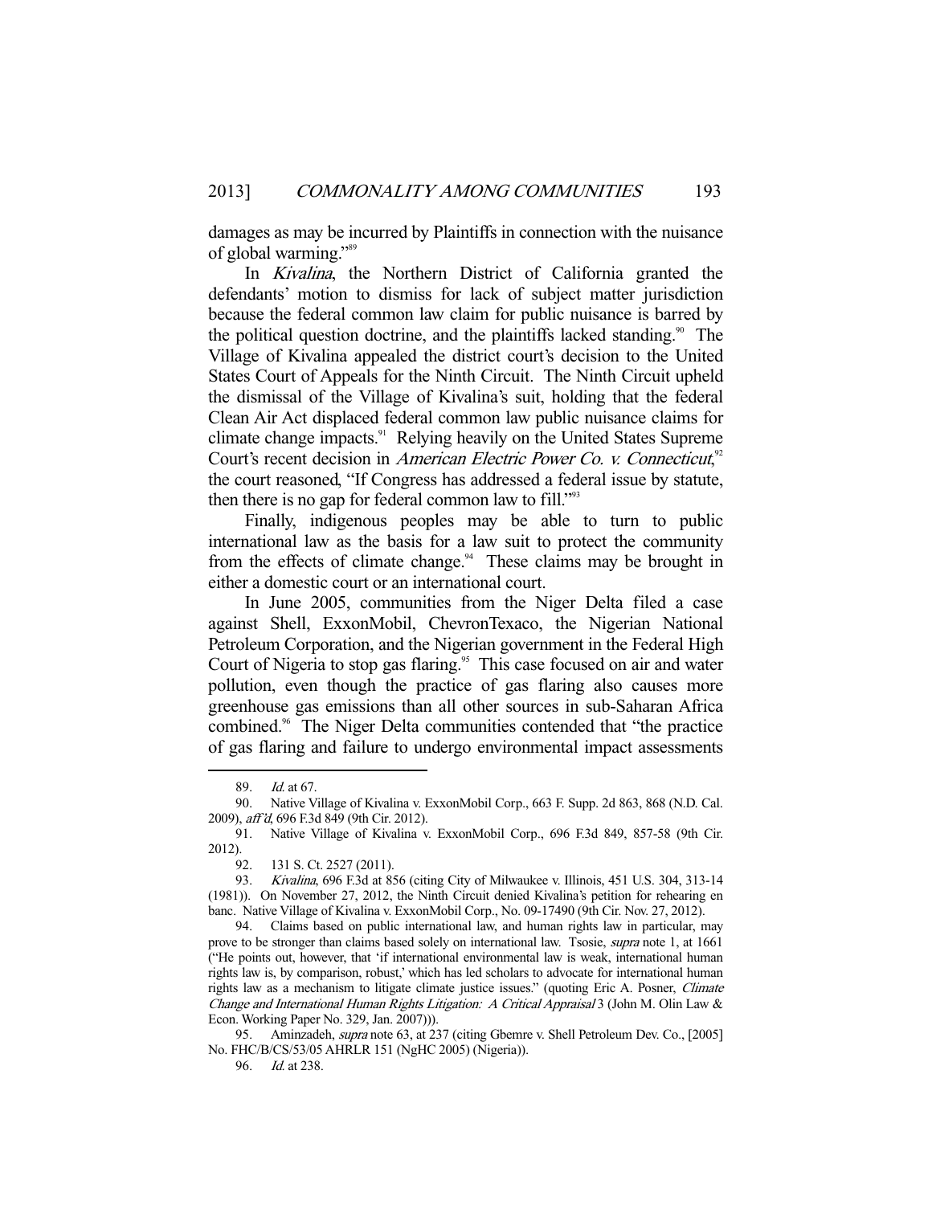damages as may be incurred by Plaintiffs in connection with the nuisance of global warming."[89]

In *Kivalina*, the Northern District of California granted the defendants' motion to dismiss for lack of subject matter jurisdiction because the federal common law claim for public nuisance is barred by the political question doctrine, and the plaintiffs lacked standing.[90] The Village of Kivalina appealed the district court's decision to the United States Court of Appeals for the Ninth Circuit. The Ninth Circuit upheld the dismissal of the Village of Kivalina's suit, holding that the federal Clean Air Act displaced federal common law public nuisance claims for climate change impacts.[91] Relying heavily on the United States Supreme Court's recent decision in *American Electric Power Co. v. Connecticut*,[92] the court reasoned, "If Congress has addressed a federal issue by statute, then there is no gap for federal common law to fill."[93]

Finally, indigenous peoples may be able to turn to public international law as the basis for a law suit to protect the community from the effects of climate change.[94] These claims may be brought in either a domestic court or an international court.

In June 2005, communities from the Niger Delta filed a case against Shell, ExxonMobil, ChevronTexaco, the Nigerian National Petroleum Corporation, and the Nigerian government in the Federal High Court of Nigeria to stop gas flaring.[95] This case focused on air and water pollution, even though the practice of gas flaring also causes more greenhouse gas emissions than all other sources in sub-Saharan Africa combined.[96] The Niger Delta communities contended that "the practice of gas flaring and failure to undergo environmental impact assessments

---

89. *Id.* at 67.

90. Native Village of Kivalina v. ExxonMobil Corp., 663 F. Supp. 2d 863, 868 (N.D. Cal. 2009), *aff'd*, 696 F.3d 849 (9th Cir. 2012).

91. Native Village of Kivalina v. ExxonMobil Corp., 696 F.3d 849, 857-58 (9th Cir. 2012).

92. 131 S. Ct. 2527 (2011).

93. *Kivalina*, 696 F.3d at 856 (citing City of Milwaukee v. Illinois, 451 U.S. 304, 313-14 (1981)). On November 27, 2012, the Ninth Circuit denied Kivalina's petition for rehearing en banc. Native Village of Kivalina v. ExxonMobil Corp., No. 09-17490 (9th Cir. Nov. 27, 2012).

94. Claims based on public international law, and human rights law in particular, may prove to be stronger than claims based solely on international law. Tsosie, *supra* note 1, at 1661 ("He points out, however, that 'if international environmental law is weak, international human rights law is, by comparison, robust,' which has led scholars to advocate for international human rights law as a mechanism to litigate climate justice issues." (quoting Eric A. Posner, *Climate Change and International Human Rights Litigation: A Critical Appraisal* 3 (John M. Olin Law & Econ. Working Paper No. 329, Jan. 2007))).

95. Aminzadeh, *supra* note 63, at 237 (citing Gbemre v. Shell Petroleum Dev. Co., [2005] No. FHC/B/CS/53/05 AHRLR 151 (NgHC 2005) (Nigeria)).

96. *Id.* at 238.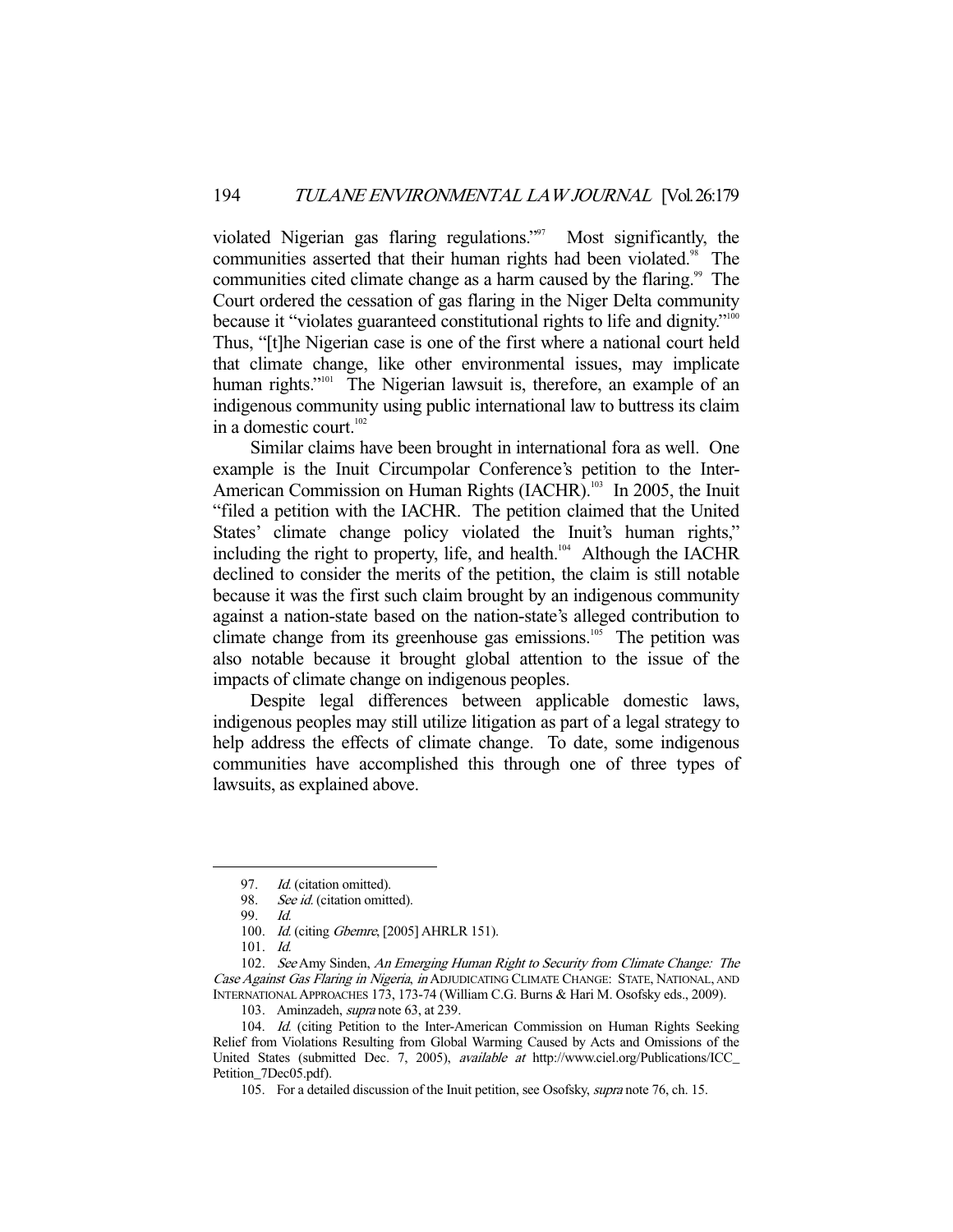violated Nigerian gas flaring regulations."[97] Most significantly, the communities asserted that their human rights had been violated.[98] The communities cited climate change as a harm caused by the flaring.[99] The Court ordered the cessation of gas flaring in the Niger Delta community because it "violates guaranteed constitutional rights to life and dignity."[100] Thus, "[t]he Nigerian case is one of the first where a national court held that climate change, like other environmental issues, may implicate human rights."[101] The Nigerian lawsuit is, therefore, an example of an indigenous community using public international law to buttress its claim in a domestic court.[102]

Similar claims have been brought in international fora as well. One example is the Inuit Circumpolar Conference's petition to the Inter-American Commission on Human Rights (IACHR).[103] In 2005, the Inuit "filed a petition with the IACHR. The petition claimed that the United States' climate change policy violated the Inuit's human rights," including the right to property, life, and health.[104] Although the IACHR declined to consider the merits of the petition, the claim is still notable because it was the first such claim brought by an indigenous community against a nation-state based on the nation-state's alleged contribution to climate change from its greenhouse gas emissions.[105] The petition was also notable because it brought global attention to the issue of the impacts of climate change on indigenous peoples.

Despite legal differences between applicable domestic laws, indigenous peoples may still utilize litigation as part of a legal strategy to help address the effects of climate change. To date, some indigenous communities have accomplished this through one of three types of lawsuits, as explained above.

---

97. *Id.* (citation omitted).

98. *See id.* (citation omitted).

99. *Id.*

100. *Id.* (citing *Gbemre*, [2005] AHRLR 151).

101. *Id.*

102. *See* Amy Sinden, *An Emerging Human Right to Security from Climate Change: The Case Against Gas Flaring in Nigeria*, *in* ADJUDICATING CLIMATE CHANGE: STATE, NATIONAL, AND INTERNATIONAL APPROACHES 173, 173-74 (William C.G. Burns & Hari M. Osofsky eds., 2009).

103. Aminzadeh, *supra* note 63, at 239.

104. *Id.* (citing Petition to the Inter-American Commission on Human Rights Seeking Relief from Violations Resulting from Global Warming Caused by Acts and Omissions of the United States (submitted Dec. 7, 2005), *available at* http://www.ciel.org/Publications/ICC_Petition_7Dec05.pdf).

105. For a detailed discussion of the Inuit petition, see Osofsky, *supra* note 76, ch. 15.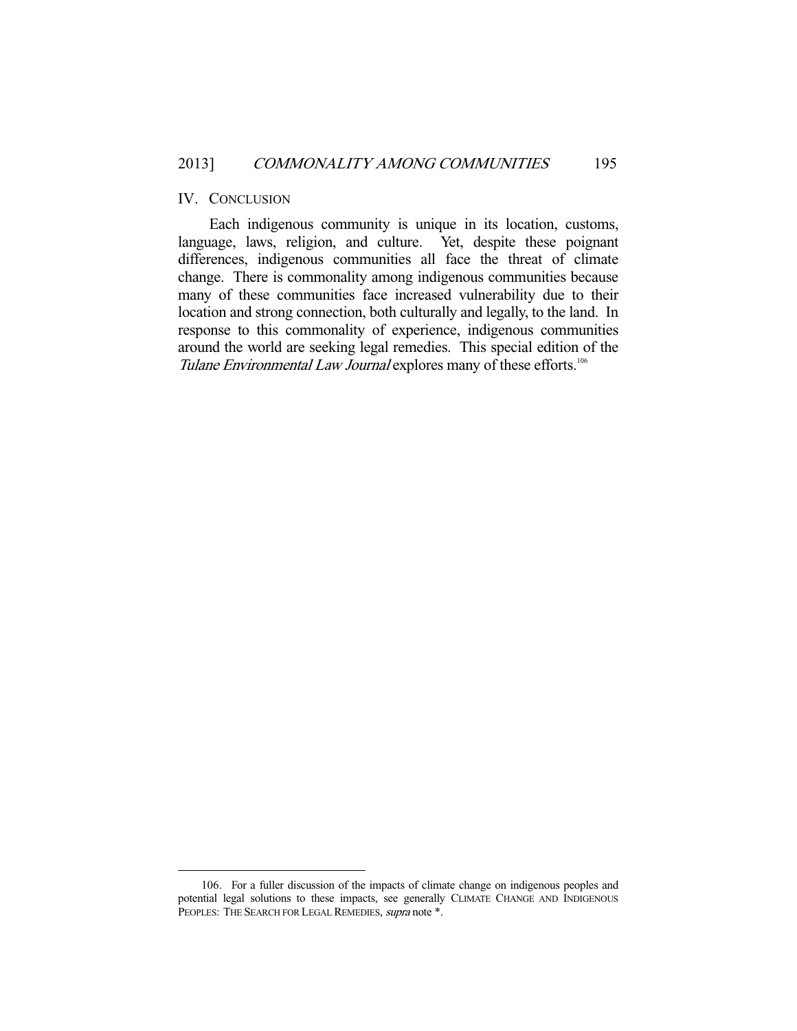## IV. CONCLUSION

Each indigenous community is unique in its location, customs, language, laws, religion, and culture. Yet, despite these poignant differences, indigenous communities all face the threat of climate change. There is commonality among indigenous communities because many of these communities face increased vulnerability due to their location and strong connection, both culturally and legally, to the land. In response to this commonality of experience, indigenous communities around the world are seeking legal remedies. This special edition of the *Tulane Environmental Law Journal* explores many of these efforts.[106]

---

106. For a fuller discussion of the impacts of climate change on indigenous peoples and potential legal solutions to these impacts, see generally CLIMATE CHANGE AND INDIGENOUS PEOPLES: THE SEARCH FOR LEGAL REMEDIES, *supra* note *.